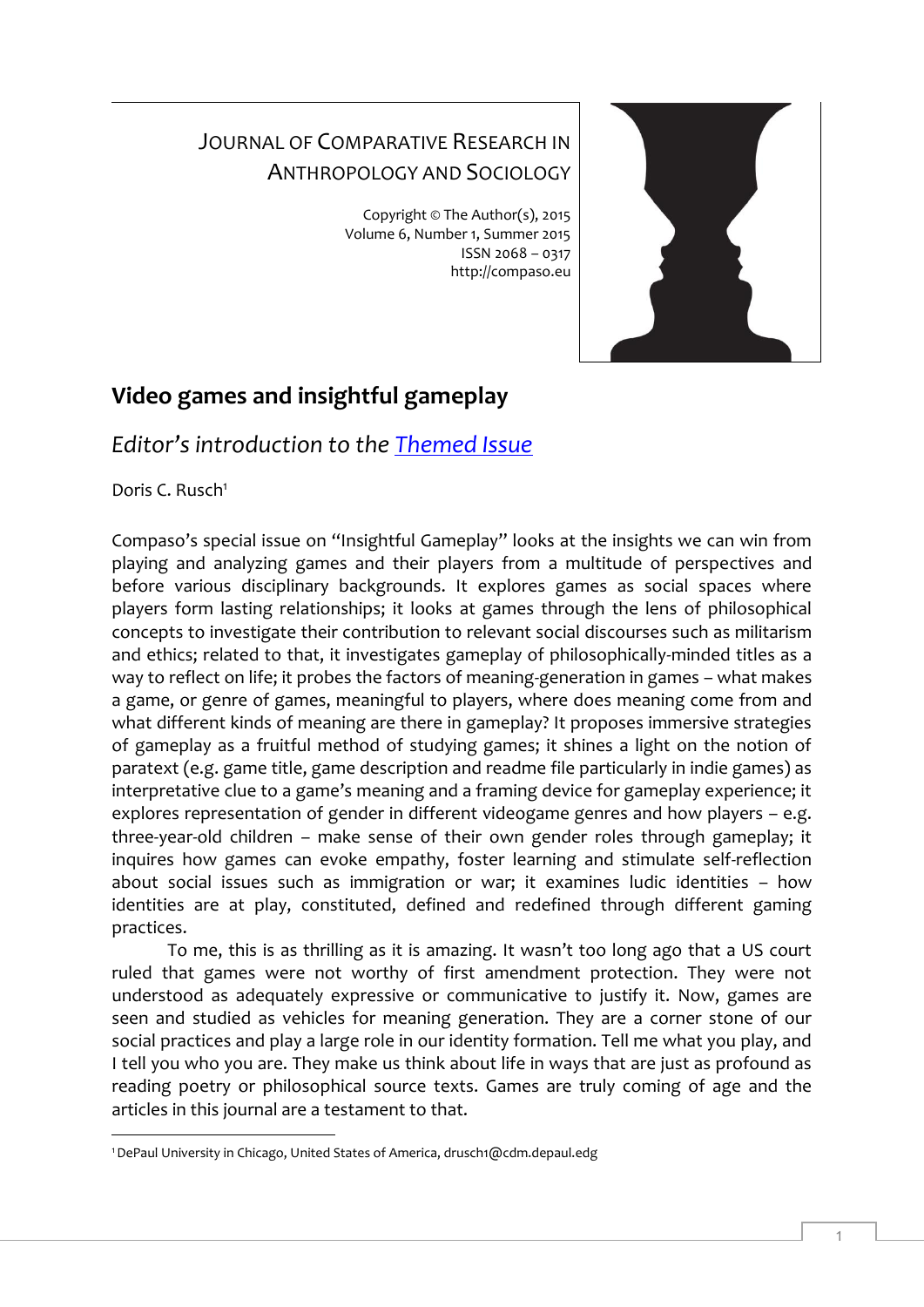JOURNAL OF COMPARATIVE RESEARCH IN ANTHROPOLOGY AND SOCIOLOGY

Copyright © The Author(s), 2015
Volume 6, Number 1, Summer 2015
ISSN 2068 – 0317
http://compaso.eu

# Video games and insightful gameplay

## *Editor's introduction to the Themed Issue*

Doris C. Rusch[1]

Compaso's special issue on "Insightful Gameplay" looks at the insights we can win from playing and analyzing games and their players from a multitude of perspectives and before various disciplinary backgrounds. It explores games as social spaces where players form lasting relationships; it looks at games through the lens of philosophical concepts to investigate their contribution to relevant social discourses such as militarism and ethics; related to that, it investigates gameplay of philosophically-minded titles as a way to reflect on life; it probes the factors of meaning-generation in games – what makes a game, or genre of games, meaningful to players, where does meaning come from and what different kinds of meaning are there in gameplay? It proposes immersive strategies of gameplay as a fruitful method of studying games; it shines a light on the notion of paratext (e.g. game title, game description and readme file particularly in indie games) as interpretative clue to a game's meaning and a framing device for gameplay experience; it explores representation of gender in different videogame genres and how players – e.g. three-year-old children – make sense of their own gender roles through gameplay; it inquires how games can evoke empathy, foster learning and stimulate self-reflection about social issues such as immigration or war; it examines ludic identities – how identities are at play, constituted, defined and redefined through different gaming practices.

To me, this is as thrilling as it is amazing. It wasn't too long ago that a US court ruled that games were not worthy of first amendment protection. They were not understood as adequately expressive or communicative to justify it. Now, games are seen and studied as vehicles for meaning generation. They are a corner stone of our social practices and play a large role in our identity formation. Tell me what you play, and I tell you who you are. They make us think about life in ways that are just as profound as reading poetry or philosophical source texts. Games are truly coming of age and the articles in this journal are a testament to that.

[1] DePaul University in Chicago, United States of America, drusch1@cdm.depaul.edg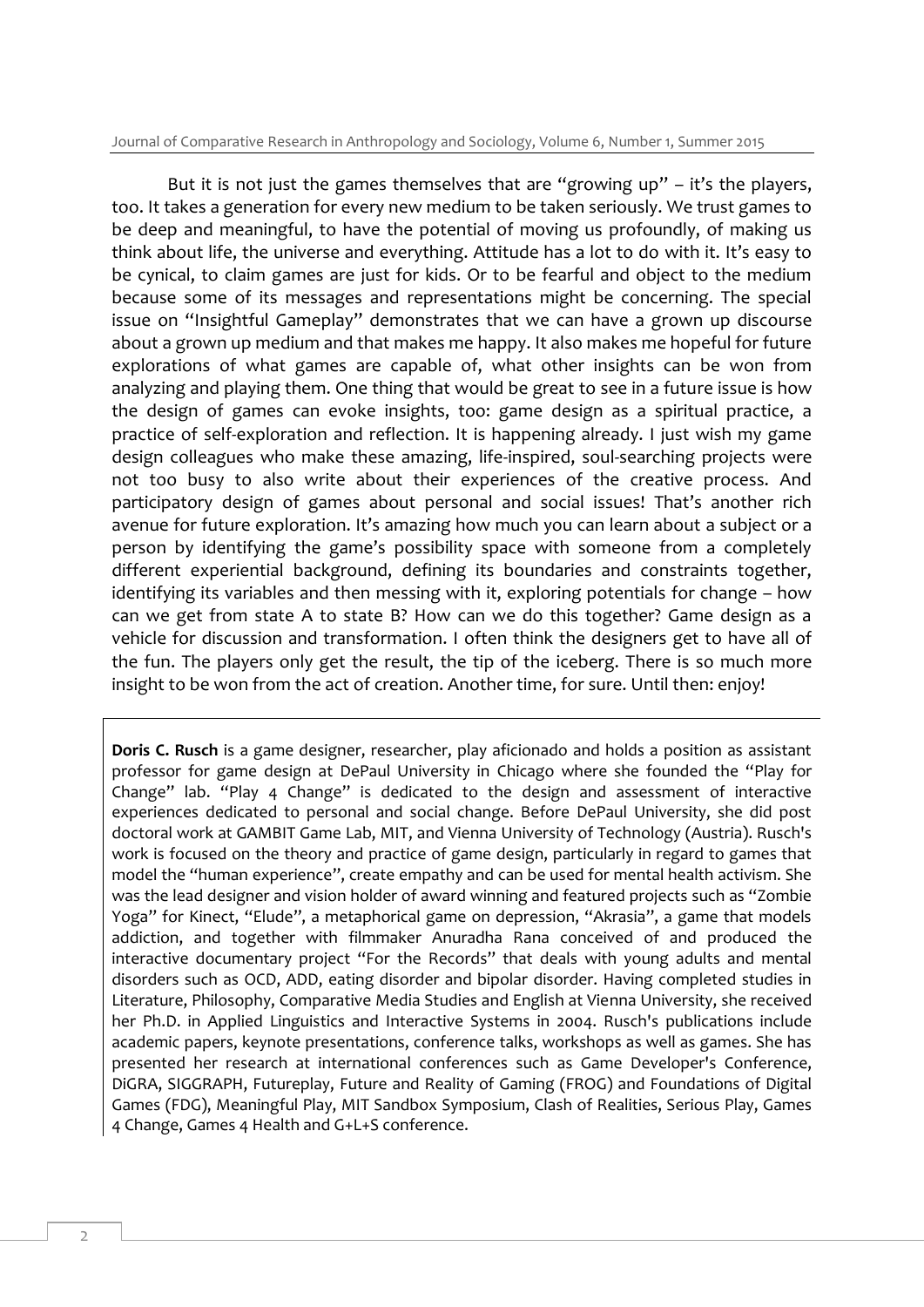But it is not just the games themselves that are "growing up" – it's the players, too. It takes a generation for every new medium to be taken seriously. We trust games to be deep and meaningful, to have the potential of moving us profoundly, of making us think about life, the universe and everything. Attitude has a lot to do with it. It's easy to be cynical, to claim games are just for kids. Or to be fearful and object to the medium because some of its messages and representations might be concerning. The special issue on "Insightful Gameplay" demonstrates that we can have a grown up discourse about a grown up medium and that makes me happy. It also makes me hopeful for future explorations of what games are capable of, what other insights can be won from analyzing and playing them. One thing that would be great to see in a future issue is how the design of games can evoke insights, too: game design as a spiritual practice, a practice of self-exploration and reflection. It is happening already. I just wish my game design colleagues who make these amazing, life-inspired, soul-searching projects were not too busy to also write about their experiences of the creative process. And participatory design of games about personal and social issues! That's another rich avenue for future exploration. It's amazing how much you can learn about a subject or a person by identifying the game's possibility space with someone from a completely different experiential background, defining its boundaries and constraints together, identifying its variables and then messing with it, exploring potentials for change – how can we get from state A to state B? How can we do this together? Game design as a vehicle for discussion and transformation. I often think the designers get to have all of the fun. The players only get the result, the tip of the iceberg. There is so much more insight to be won from the act of creation. Another time, for sure. Until then: enjoy!

---

**Doris C. Rusch** is a game designer, researcher, play aficionado and holds a position as assistant professor for game design at DePaul University in Chicago where she founded the "Play for Change" lab. "Play 4 Change" is dedicated to the design and assessment of interactive experiences dedicated to personal and social change. Before DePaul University, she did post doctoral work at GAMBIT Game Lab, MIT, and Vienna University of Technology (Austria). Rusch's work is focused on the theory and practice of game design, particularly in regard to games that model the "human experience", create empathy and can be used for mental health activism. She was the lead designer and vision holder of award winning and featured projects such as "Zombie Yoga" for Kinect, "Elude", a metaphorical game on depression, "Akrasia", a game that models addiction, and together with filmmaker Anuradha Rana conceived of and produced the interactive documentary project "For the Records" that deals with young adults and mental disorders such as OCD, ADD, eating disorder and bipolar disorder. Having completed studies in Literature, Philosophy, Comparative Media Studies and English at Vienna University, she received her Ph.D. in Applied Linguistics and Interactive Systems in 2004. Rusch's publications include academic papers, keynote presentations, conference talks, workshops as well as games. She has presented her research at international conferences such as Game Developer's Conference, DiGRA, SIGGRAPH, Futureplay, Future and Reality of Gaming (FROG) and Foundations of Digital Games (FDG), Meaningful Play, MIT Sandbox Symposium, Clash of Realities, Serious Play, Games 4 Change, Games 4 Health and G+L+S conference.